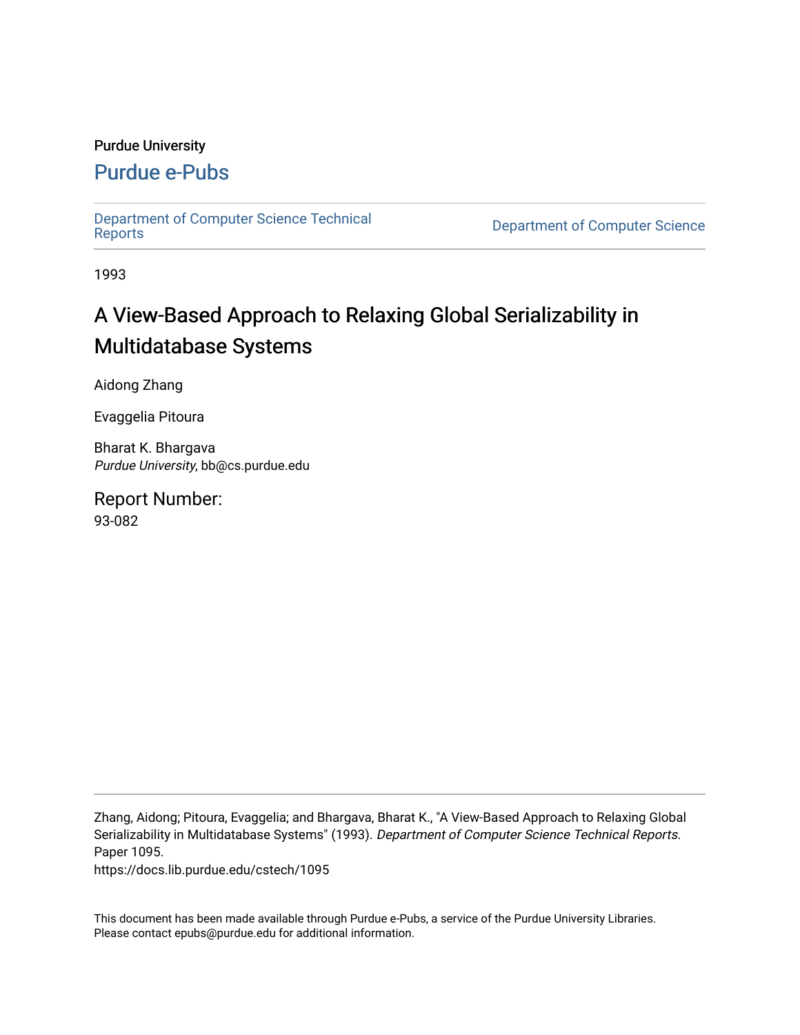Purdue University

# Purdue e-Pubs

Department of Computer Science Technical Reports

Department of Computer Science

1993

# A View-Based Approach to Relaxing Global Serializability in Multidatabase Systems

Aidong Zhang

Evaggelia Pitoura

Bharat K. Bhargava
*Purdue University*, bb@cs.purdue.edu

## Report Number:

93-082

Zhang, Aidong; Pitoura, Evaggelia; and Bhargava, Bharat K., "A View-Based Approach to Relaxing Global Serializability in Multidatabase Systems" (1993). *Department of Computer Science Technical Reports.* Paper 1095.
https://docs.lib.purdue.edu/cstech/1095

This document has been made available through Purdue e-Pubs, a service of the Purdue University Libraries. Please contact epubs@purdue.edu for additional information.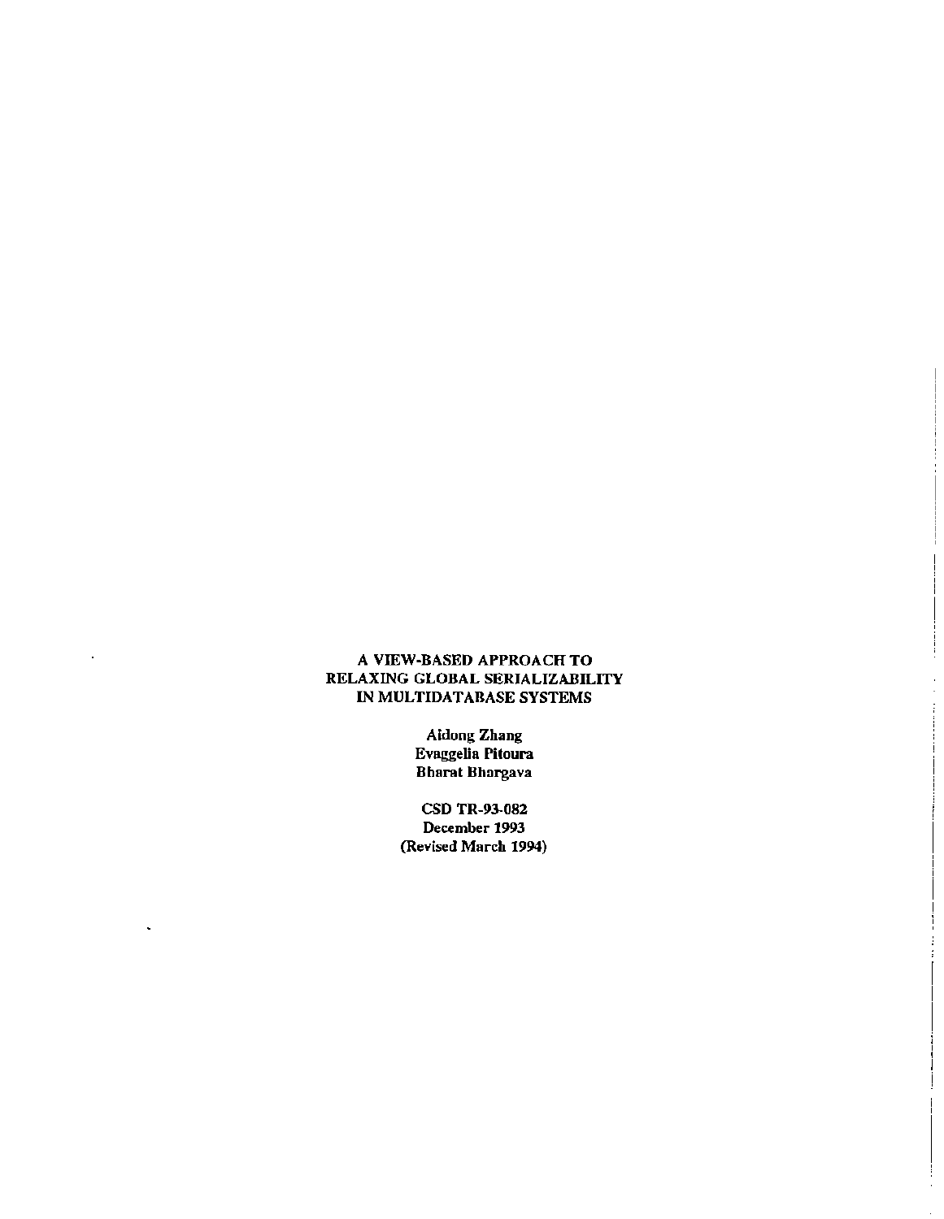# A VIEW-BASED APPROACH TO RELAXING GLOBAL SERIALIZABILITY IN MULTIDATABASE SYSTEMS

Aidong Zhang
Evaggelia Pitoura
Bharat Bhargava

CSD TR-93-082
December 1993
(Revised March 1994)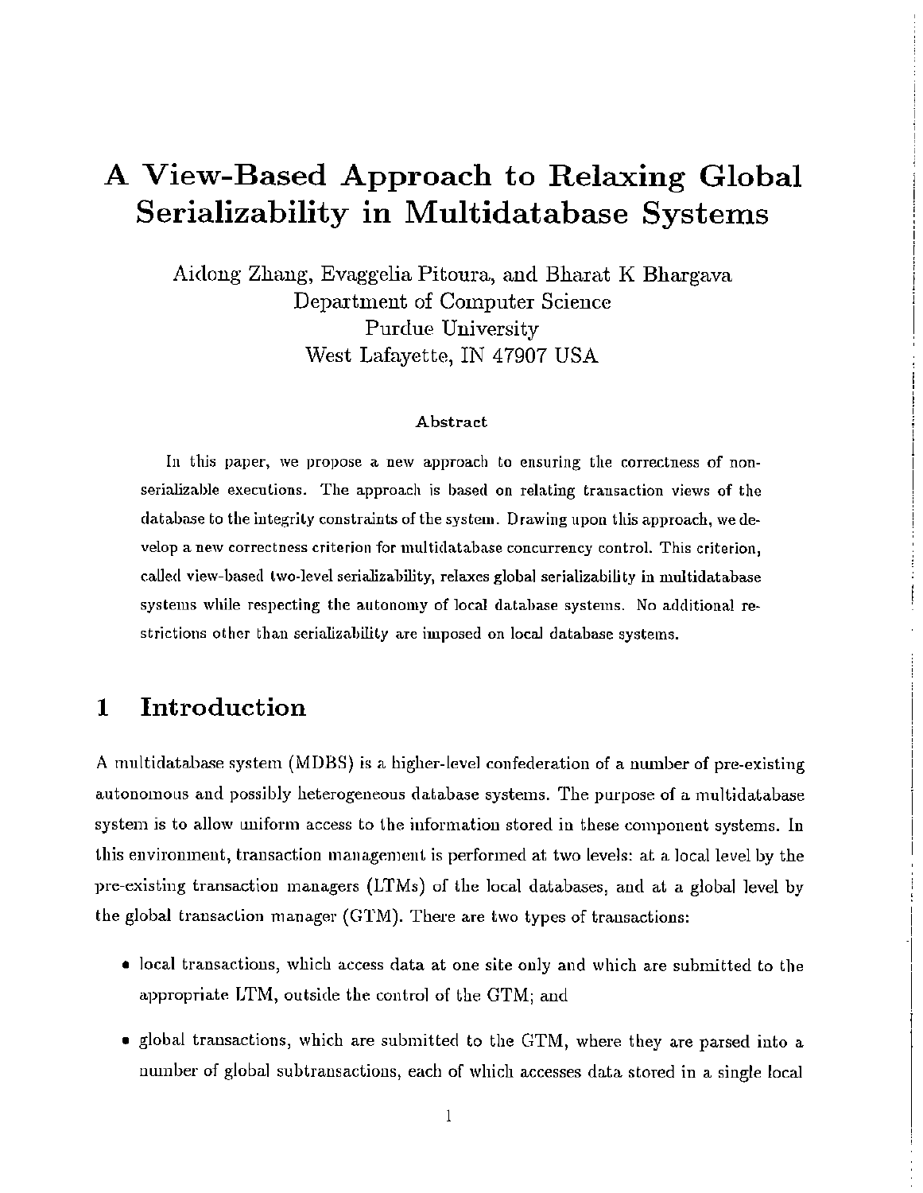# A View-Based Approach to Relaxing Global Serializability in Multidatabase Systems

Aidong Zhang, Evaggelia Pitoura, and Bharat K Bhargava
Department of Computer Science
Purdue University
West Lafayette, IN 47907 USA

### Abstract

In this paper, we propose a new approach to ensuring the correctness of non-serializable executions. The approach is based on relating transaction views of the database to the integrity constraints of the system. Drawing upon this approach, we develop a new correctness criterion for multidatabase concurrency control. This criterion, called view-based two-level serializability, relaxes global serializability in multidatabase systems while respecting the autonomy of local database systems. No additional restrictions other than serializability are imposed on local database systems.

## 1 Introduction

A multidatabase system (MDBS) is a higher-level confederation of a number of pre-existing autonomous and possibly heterogeneous database systems. The purpose of a multidatabase system is to allow uniform access to the information stored in these component systems. In this environment, transaction management is performed at two levels: at a local level by the pre-existing transaction managers (LTMs) of the local databases, and at a global level by the global transaction manager (GTM). There are two types of transactions:

- local transactions, which access data at one site only and which are submitted to the appropriate LTM, outside the control of the GTM; and
- global transactions, which are submitted to the GTM, where they are parsed into a number of global subtransactions, each of which accesses data stored in a single local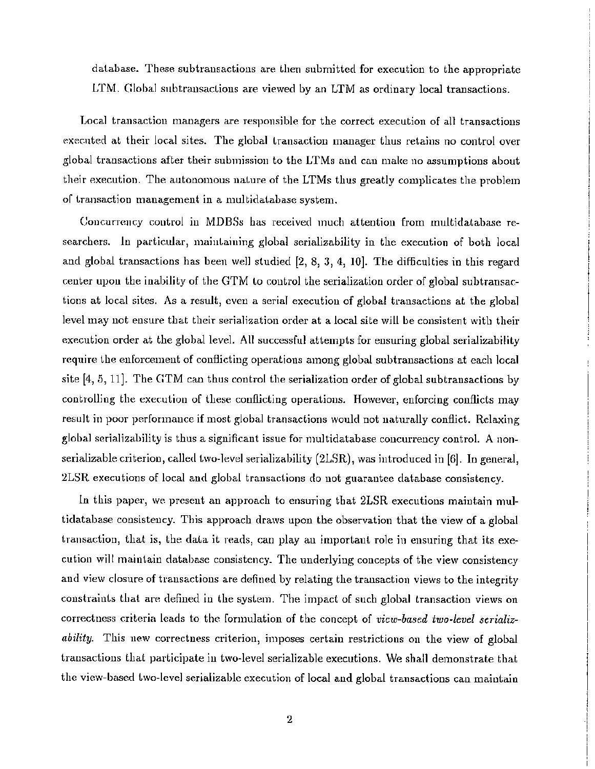database. These subtransactions are then submitted for execution to the appropriate LTM. Global subtransactions are viewed by an LTM as ordinary local transactions.

Local transaction managers are responsible for the correct execution of all transactions executed at their local sites. The global transaction manager thus retains no control over global transactions after their submission to the LTMs and can make no assumptions about their execution. The autonomous nature of the LTMs thus greatly complicates the problem of transaction management in a multidatabase system.

Concurrency control in MDBSs has received much attention from multidatabase researchers. In particular, maintaining global serializability in the execution of both local and global transactions has been well studied [2, 8, 3, 4, 10]. The difficulties in this regard center upon the inability of the GTM to control the serialization order of global subtransactions at local sites. As a result, even a serial execution of global transactions at the global level may not ensure that their serialization order at a local site will be consistent with their execution order at the global level. All successful attempts for ensuring global serializability require the enforcement of conflicting operations among global subtransactions at each local site [4, 5, 11]. The GTM can thus control the serialization order of global subtransactions by controlling the execution of these conflicting operations. However, enforcing conflicts may result in poor performance if most global transactions would not naturally conflict. Relaxing global serializability is thus a significant issue for multidatabase concurrency control. A non-serializable criterion, called two-level serializability (2LSR), was introduced in [6]. In general, 2LSR executions of local and global transactions do not guarantee database consistency.

In this paper, we present an approach to ensuring that 2LSR executions maintain multidatabase consistency. This approach draws upon the observation that the view of a global transaction, that is, the data it reads, can play an important role in ensuring that its execution will maintain database consistency. The underlying concepts of the view consistency and view closure of transactions are defined by relating the transaction views to the integrity constraints that are defined in the system. The impact of such global transaction views on correctness criteria leads to the formulation of the concept of *view-based two-level serializability*. This new correctness criterion, imposes certain restrictions on the view of global transactions that participate in two-level serializable executions. We shall demonstrate that the view-based two-level serializable execution of local and global transactions can maintain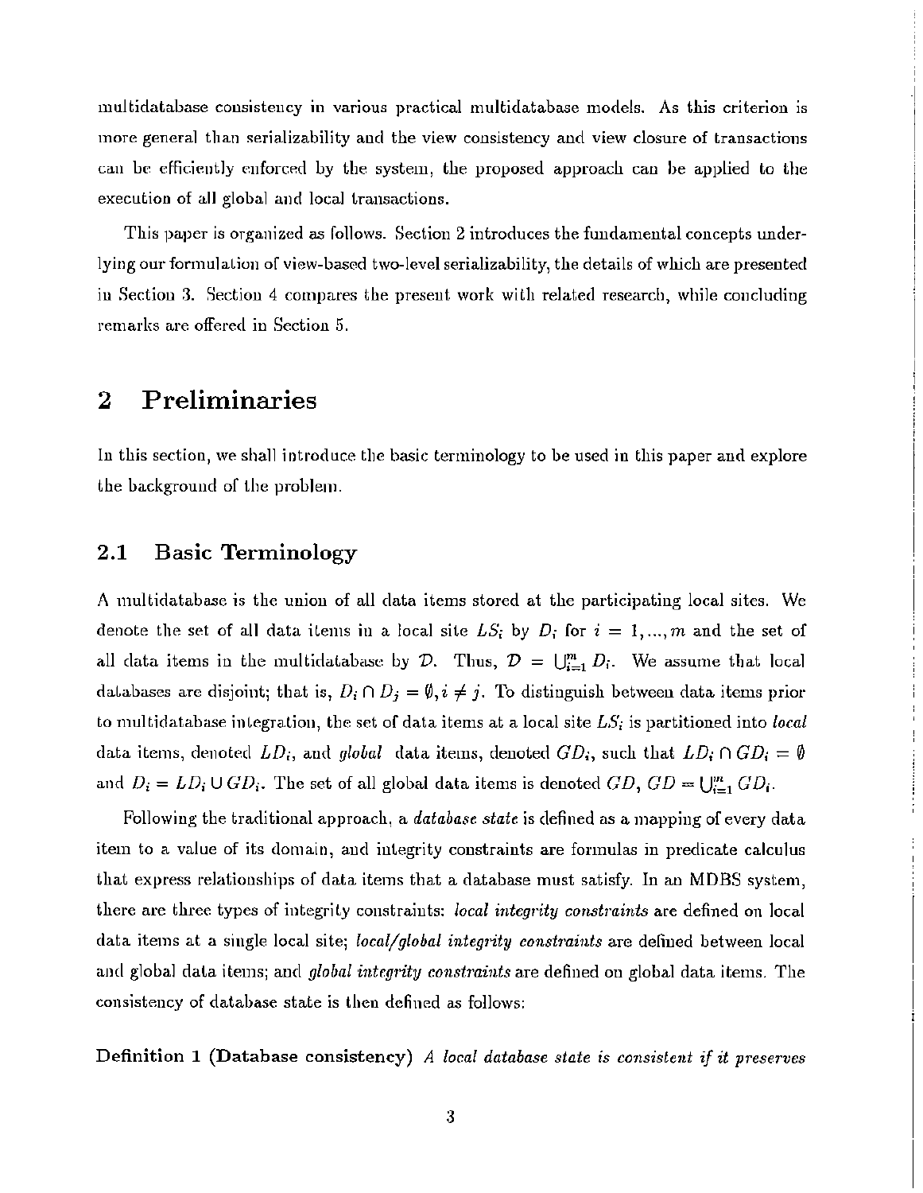multidatabase consistency in various practical multidatabase models. As this criterion is more general than serializability and the view consistency and view closure of transactions can be efficiently enforced by the system, the proposed approach can be applied to the execution of all global and local transactions.

This paper is organized as follows. Section 2 introduces the fundamental concepts underlying our formulation of view-based two-level serializability, the details of which are presented in Section 3. Section 4 compares the present work with related research, while concluding remarks are offered in Section 5.

# 2 Preliminaries

In this section, we shall introduce the basic terminology to be used in this paper and explore the background of the problem.

## 2.1 Basic Terminology

A multidatabase is the union of all data items stored at the participating local sites. We denote the set of all data items in a local site $LS_i$ by $D_i$ for $i = 1, ..., m$ and the set of all data items in the multidatabase by $\mathcal{D}$. Thus, $\mathcal{D} = \bigcup_{i=1}^{m} D_i$. We assume that local databases are disjoint; that is, $D_i \cap D_j = \emptyset, i \neq j$. To distinguish between data items prior to multidatabase integration, the set of data items at a local site $LS_i$ is partitioned into *local* data items, denoted $LD_i$, and *global* data items, denoted $GD_i$, such that $LD_i \cap GD_i = \emptyset$ and $D_i = LD_i \cup GD_i$. The set of all global data items is denoted $GD$, $GD = \bigcup_{i=1}^{m} GD_i$.

Following the traditional approach, a *database state* is defined as a mapping of every data item to a value of its domain, and integrity constraints are formulas in predicate calculus that express relationships of data items that a database must satisfy. In an MDBS system, there are three types of integrity constraints: *local integrity constraints* are defined on local data items at a single local site; *local/global integrity constraints* are defined between local and global data items; and *global integrity constraints* are defined on global data items. The consistency of database state is then defined as follows:

**Definition 1 (Database consistency)** *A local database state is consistent if it preserves*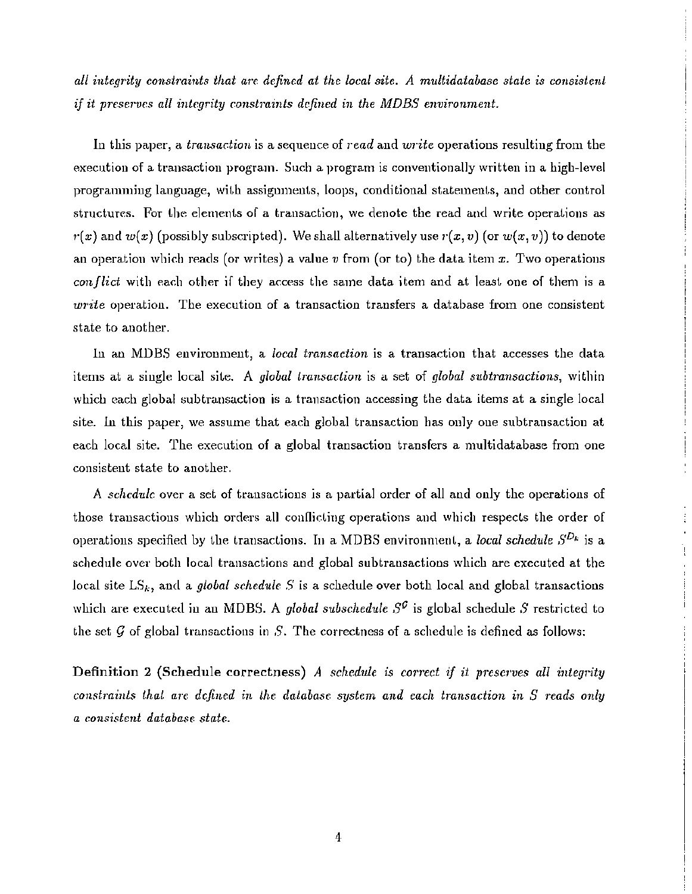*all integrity constraints that are defined at the local site. A multidatabase state is consistent if it preserves all integrity constraints defined in the MDBS environment.*

In this paper, a *transaction* is a sequence of *read* and *write* operations resulting from the execution of a transaction program. Such a program is conventionally written in a high-level programming language, with assignments, loops, conditional statements, and other control structures. For the elements of a transaction, we denote the read and write operations as $r(x)$ and $w(x)$ (possibly subscripted). We shall alternatively use $r(x, v)$ (or $w(x, v)$) to denote an operation which reads (or writes) a value $v$ from (or to) the data item $x$. Two operations *conflict* with each other if they access the same data item and at least one of them is a *write* operation. The execution of a transaction transfers a database from one consistent state to another.

In an MDBS environment, a *local transaction* is a transaction that accesses the data items at a single local site. A *global transaction* is a set of *global subtransactions*, within which each global subtransaction is a transaction accessing the data items at a single local site. In this paper, we assume that each global transaction has only one subtransaction at each local site. The execution of a global transaction transfers a multidatabase from one consistent state to another.

A *schedule* over a set of transactions is a partial order of all and only the operations of those transactions which orders all conflicting operations and which respects the order of operations specified by the transactions. In a MDBS environment, a *local schedule* $S^{D_k}$ is a schedule over both local transactions and global subtransactions which are executed at the local site $LS_k$, and a *global schedule* $S$ is a schedule over both local and global transactions which are executed in an MDBS. A *global subschedule* $S^{\mathcal{G}}$ is global schedule $S$ restricted to the set $\mathcal{G}$ of global transactions in $S$. The correctness of a schedule is defined as follows:

**Definition 2 (Schedule correctness)** *A schedule is correct if it preserves all integrity constraints that are defined in the database system and each transaction in $S$ reads only a consistent database state.*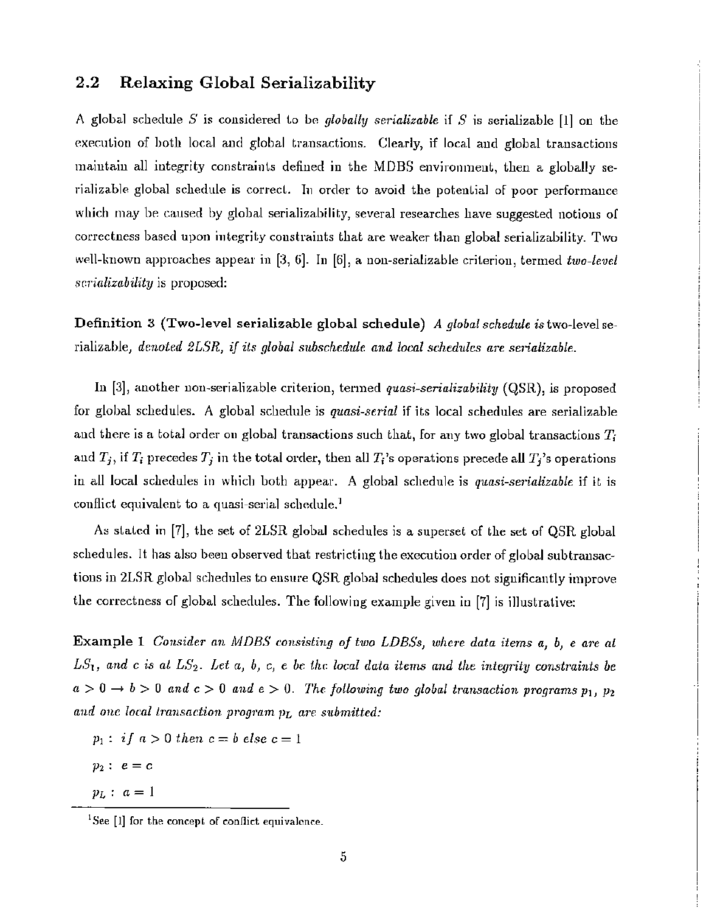## 2.2 Relaxing Global Serializability

A global schedule $S$ is considered to be *globally serializable* if $S$ is serializable [1] on the execution of both local and global transactions. Clearly, if local and global transactions maintain all integrity constraints defined in the MDBS environment, then a globally serializable global schedule is correct. In order to avoid the potential of poor performance which may be caused by global serializability, several researches have suggested notions of correctness based upon integrity constraints that are weaker than global serializability. Two well-known approaches appear in [3, 6]. In [6], a non-serializable criterion, termed *two-level serializability* is proposed:

**Definition 3 (Two-level serializable global schedule)** *A global schedule is* two-level serializable, *denoted 2LSR, if its global subschedule and local schedules are serializable.*

In [3], another non-serializable criterion, termed *quasi-serializability* (QSR), is proposed for global schedules. A global schedule is *quasi-serial* if its local schedules are serializable and there is a total order on global transactions such that, for any two global transactions $T_i$ and $T_j$, if $T_i$ precedes $T_j$ in the total order, then all $T_i$'s operations precede all $T_j$'s operations in all local schedules in which both appear. A global schedule is *quasi-serializable* if it is conflict equivalent to a quasi-serial schedule.[1]

As stated in [7], the set of 2LSR global schedules is a superset of the set of QSR global schedules. It has also been observed that restricting the execution order of global subtransactions in 2LSR global schedules to ensure QSR global schedules does not significantly improve the correctness of global schedules. The following example given in [7] is illustrative:

**Example 1** *Consider an MDBS consisting of two LDBSs, where data items a, b, e are at $LS_1$, and c is at $LS_2$. Let a, b, c, e be the local data items and the integrity constraints be $a > 0 \rightarrow b > 0$ and $c > 0$ and $e > 0$. The following two global transaction programs $p_1$, $p_2$ and one local transaction program $p_L$ are submitted:*

$p_1$ : *if* $a > 0$ *then* $c = b$ *else* $c = 1$

$p_2$ : $e = c$

$p_L$ : $a = 1$

[1] See [1] for the concept of conflict equivalence.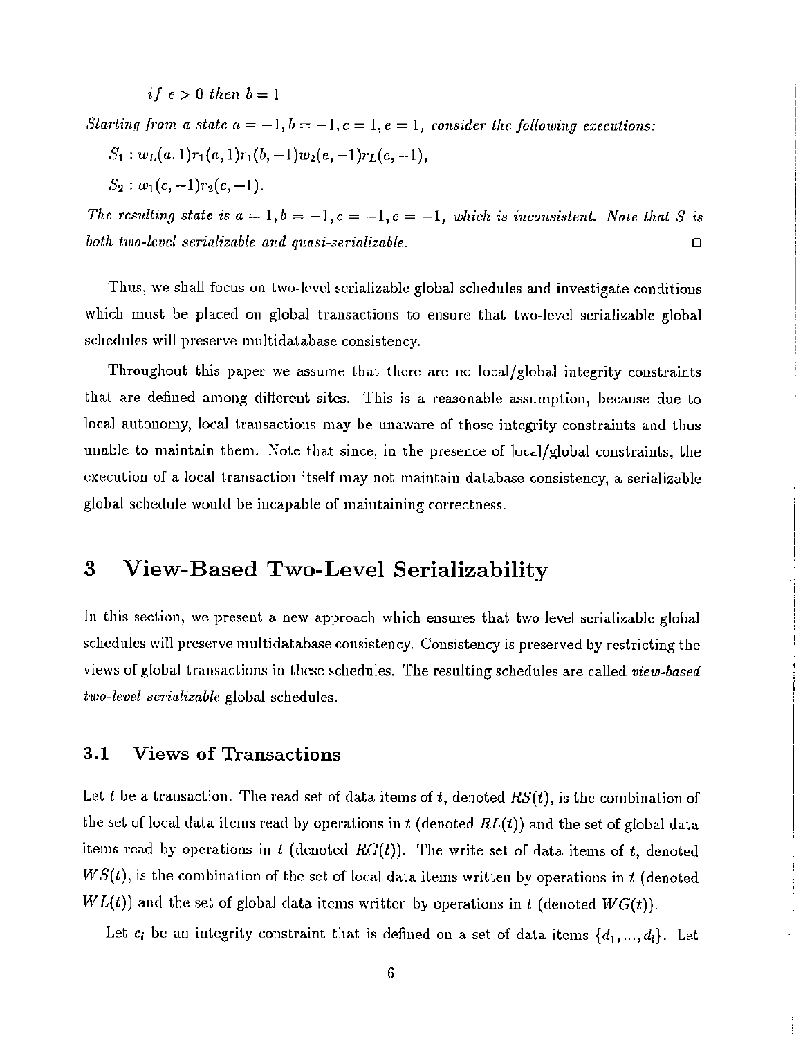*if* $e > 0$ *then* $b = 1$

*Starting from a state* $a = -1, b = -1, c = 1, e = 1$, *consider the following executions:*

$S_1 : w_L(a, 1)r_1(a, 1)r_1(b, -1)w_2(e, -1)r_L(e, -1)$,

$S_2 : w_1(c, -1)r_2(c, -1)$.

*The resulting state is* $a = 1, b = -1, c = -1, e = -1$, *which is inconsistent. Note that* $S$ *is both two-level serializable and quasi-serializable.* □

Thus, we shall focus on two-level serializable global schedules and investigate conditions which must be placed on global transactions to ensure that two-level serializable global schedules will preserve multidatabase consistency.

Throughout this paper we assume that there are no local/global integrity constraints that are defined among different sites. This is a reasonable assumption, because due to local autonomy, local transactions may be unaware of those integrity constraints and thus unable to maintain them. Note that since, in the presence of local/global constraints, the execution of a local transaction itself may not maintain database consistency, a serializable global schedule would be incapable of maintaining correctness.

# 3 View-Based Two-Level Serializability

In this section, we present a new approach which ensures that two-level serializable global schedules will preserve multidatabase consistency. Consistency is preserved by restricting the views of global transactions in these schedules. The resulting schedules are called *view-based two-level serializable* global schedules.

## 3.1 Views of Transactions

Let $t$ be a transaction. The read set of data items of $t$, denoted $RS(t)$, is the combination of the set of local data items read by operations in $t$ (denoted $RL(t)$) and the set of global data items read by operations in $t$ (denoted $RG(t)$). The write set of data items of $t$, denoted $WS(t)$, is the combination of the set of local data items written by operations in $t$ (denoted $WL(t)$) and the set of global data items written by operations in $t$ (denoted $WG(t)$).

Let $c_i$ be an integrity constraint that is defined on a set of data items $\{d_1, ..., d_l\}$. Let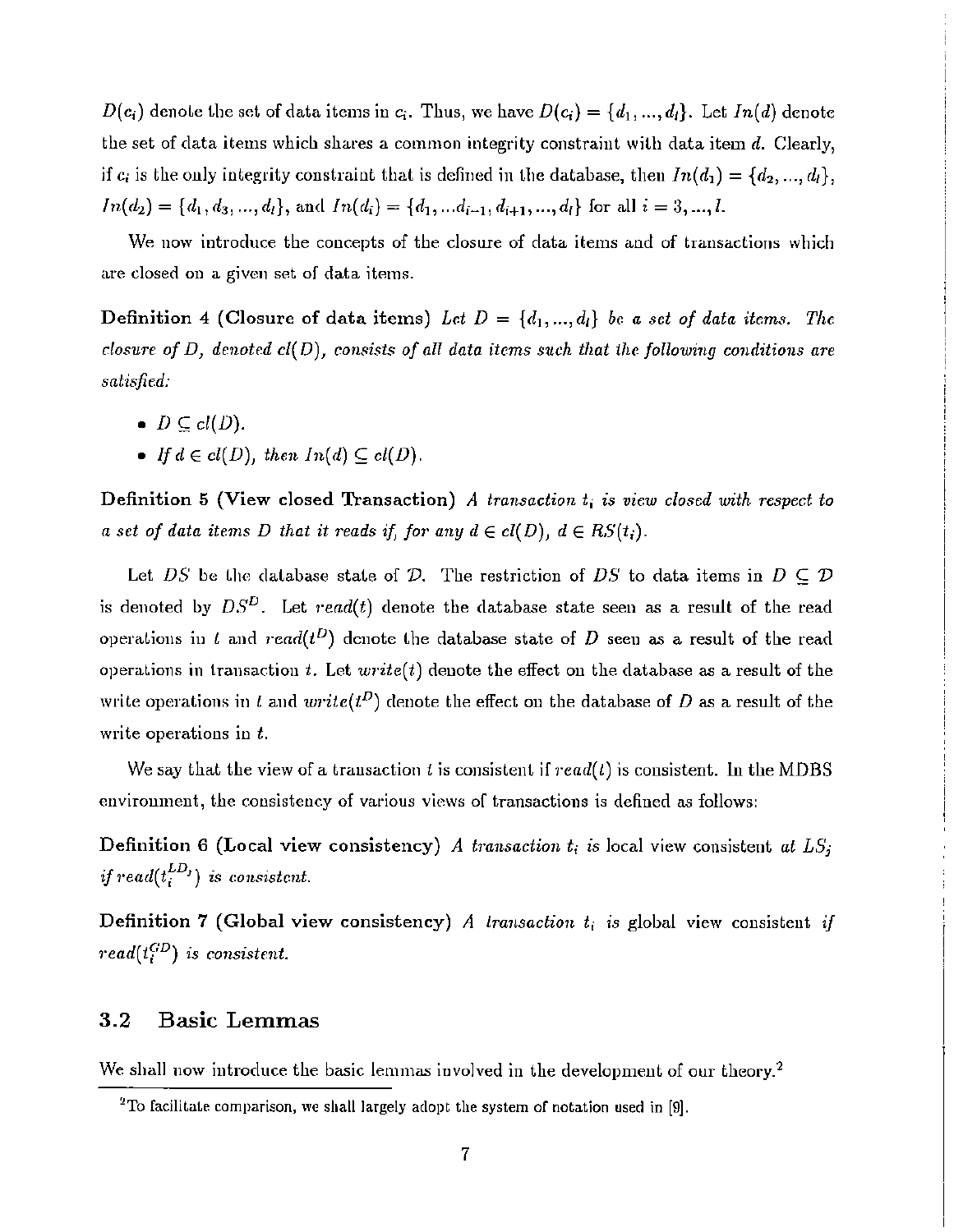$D(c_i)$ denote the set of data items in $c_i$. Thus, we have $D(c_i) = \{d_1, ..., d_l\}$. Let $In(d)$ denote the set of data items which shares a common integrity constraint with data item $d$. Clearly, if $c_i$ is the only integrity constraint that is defined in the database, then $In(d_1) = \{d_2, ..., d_l\}$, $In(d_2) = \{d_1, d_3, ..., d_l\}$, and $In(d_i) = \{d_1, ...d_{i-1}, d_{i+1}, ..., d_l\}$ for all $i = 3, ..., l$.

We now introduce the concepts of the closure of data items and of transactions which are closed on a given set of data items.

**Definition 4 (Closure of data items)** *Let $D = \{d_1, ..., d_l\}$ be a set of data items. The closure of $D$, denoted $cl(D)$, consists of all data items such that the following conditions are satisfied:*

- $D \subseteq cl(D)$.
- *If $d \in cl(D)$, then $In(d) \subseteq cl(D)$.*

**Definition 5 (View closed Transaction)** *A transaction $t_i$ is view closed with respect to a set of data items $D$ that it reads if, for any $d \in cl(D)$, $d \in RS(t_i)$.*

Let $DS$ be the database state of $\mathcal{D}$. The restriction of $DS$ to data items in $D \subseteq \mathcal{D}$ is denoted by $DS^D$. Let $read(t)$ denote the database state seen as a result of the read operations in $t$ and $read(t^D)$ denote the database state of $D$ seen as a result of the read operations in transaction $t$. Let $write(t)$ denote the effect on the database as a result of the write operations in $t$ and $write(t^D)$ denote the effect on the database of $D$ as a result of the write operations in $t$.

We say that the view of a transaction $t$ is consistent if $read(t)$ is consistent. In the MDBS environment, the consistency of various views of transactions is defined as follows:

**Definition 6 (Local view consistency)** *A transaction $t_i$ is* local view consistent *at $LS_j$ if $read(t_i^{LD_j})$ is consistent.*

**Definition 7 (Global view consistency)** *A transaction $t_i$ is* global view consistent *if $read(t_i^{GD})$ is consistent.*

## 3.2 Basic Lemmas

We shall now introduce the basic lemmas involved in the development of our theory.[2]

[2] To facilitate comparison, we shall largely adopt the system of notation used in [9].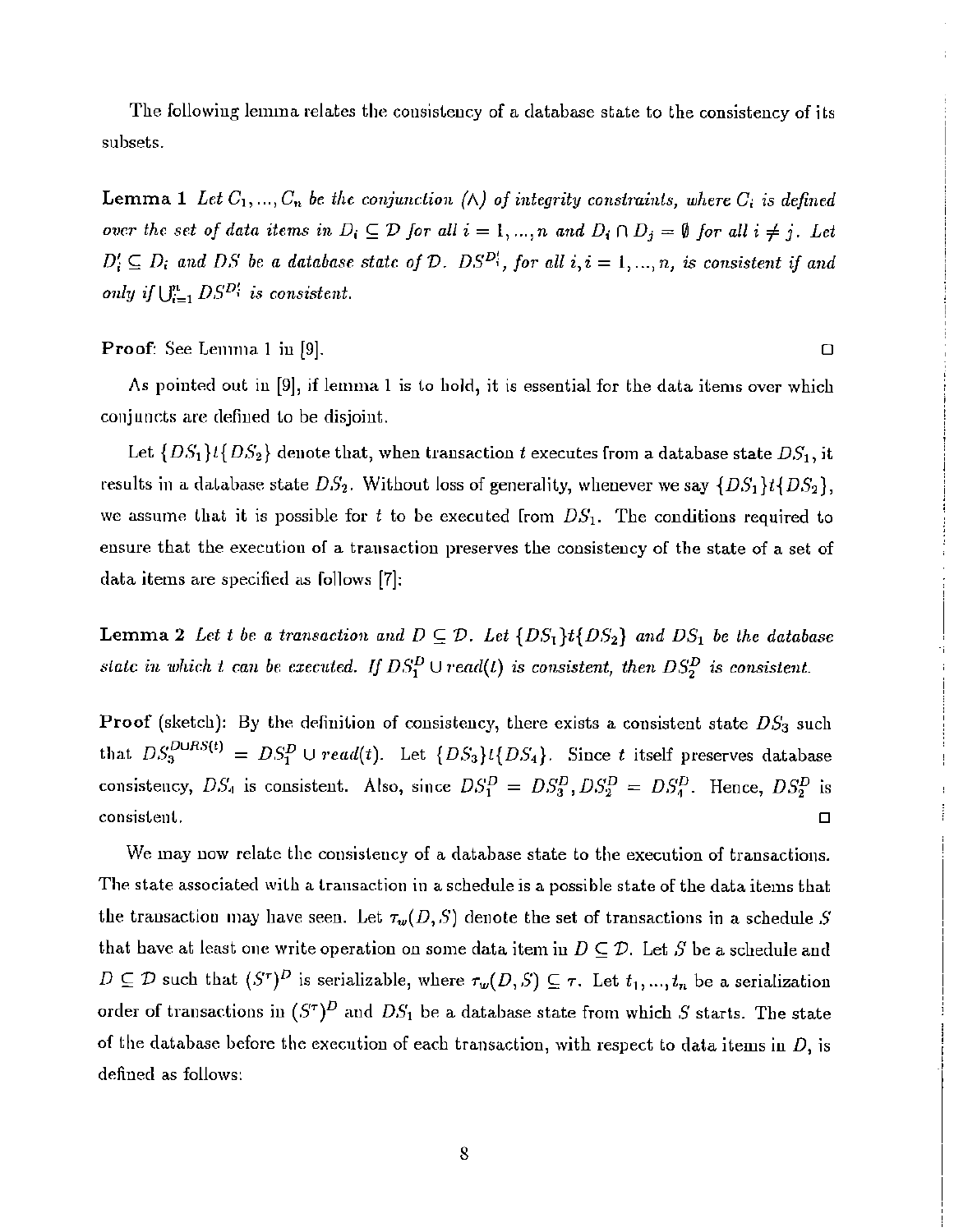The following lemma relates the consistency of a database state to the consistency of its subsets.

**Lemma 1** *Let $C_1, ..., C_n$ be the conjunction ($\wedge$) of integrity constraints, where $C_i$ is defined over the set of data items in $D_i \subseteq \mathcal{D}$ for all $i = 1, ..., n$ and $D_i \cap D_j = \emptyset$ for all $i \neq j$. Let $D_i' \subseteq D_i$ and $DS$ be a database state of $\mathcal{D}$. $DS^{D_i'}$, for all $i, i = 1, ..., n$, is consistent if and only if $\bigcup_{i=1}^{n} DS^{D_i'}$ is consistent.*

**Proof**: See Lemma 1 in [9]. $\square$

As pointed out in [9], if lemma 1 is to hold, it is essential for the data items over which conjuncts are defined to be disjoint.

Let $\{DS_1\}t\{DS_2\}$ denote that, when transaction $t$ executes from a database state $DS_1$, it results in a database state $DS_2$. Without loss of generality, whenever we say $\{DS_1\}t\{DS_2\}$, we assume that it is possible for $t$ to be executed from $DS_1$. The conditions required to ensure that the execution of a transaction preserves the consistency of the state of a set of data items are specified as follows [7]:

**Lemma 2** *Let $t$ be a transaction and $D \subseteq \mathcal{D}$. Let $\{DS_1\}t\{DS_2\}$ and $DS_1$ be the database state in which $t$ can be executed. If $DS_1^D \cup read(t)$ is consistent, then $DS_2^D$ is consistent.*

**Proof** (sketch): By the definition of consistency, there exists a consistent state $DS_3$ such that $DS_3^{D \cup RS(t)} = DS_1^D \cup read(t)$. Let $\{DS_3\}t\{DS_4\}$. Since $t$ itself preserves database consistency, $DS_4$ is consistent. Also, since $DS_1^D = DS_3^D, DS_2^D = DS_4^D$. Hence, $DS_2^D$ is consistent. $\square$

We may now relate the consistency of a database state to the execution of transactions. The state associated with a transaction in a schedule is a possible state of the data items that the transaction may have seen. Let $\tau_w(D, S)$ denote the set of transactions in a schedule $S$ that have at least one write operation on some data item in $D \subseteq \mathcal{D}$. Let $S$ be a schedule and $D \subseteq \mathcal{D}$ such that $(S^\tau)^D$ is serializable, where $\tau_w(D, S) \subseteq \tau$. Let $t_1, ..., t_n$ be a serialization order of transactions in $(S^\tau)^D$ and $DS_1$ be a database state from which $S$ starts. The state of the database before the execution of each transaction, with respect to data items in $D$, is defined as follows: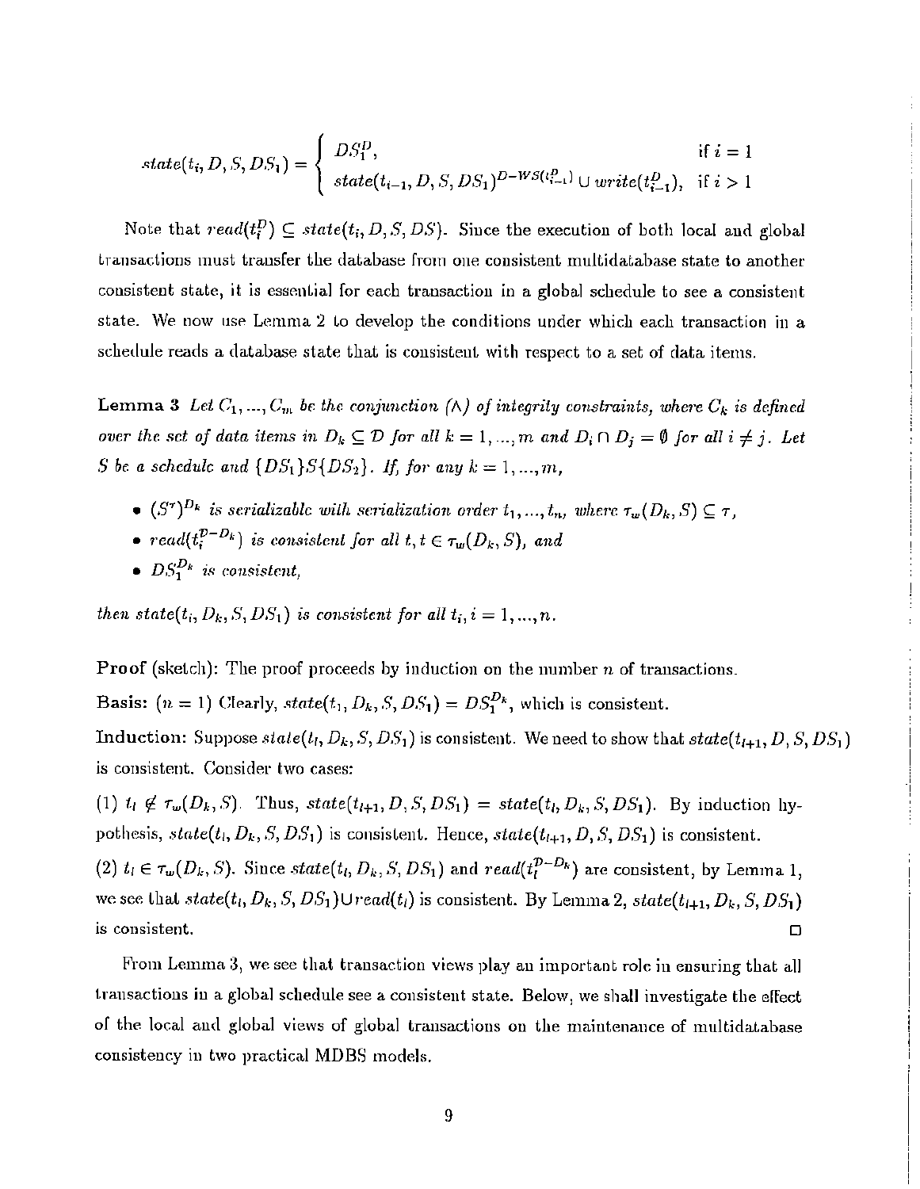$$state(t_i, D, S, DS_1) = \begin{cases} DS_1^D, & \text{if } i = 1 \\ state(t_{i-1}, D, S, DS_1)^{D-WS(t_{i-1}^D)} \cup write(t_{i-1}^D), & \text{if } i > 1 \end{cases}$$

Note that $read(t_i^D) \subseteq state(t_i, D, S, DS)$. Since the execution of both local and global transactions must transfer the database from one consistent multidatabase state to another consistent state, it is essential for each transaction in a global schedule to see a consistent state. We now use Lemma 2 to develop the conditions under which each transaction in a schedule reads a database state that is consistent with respect to a set of data items.

**Lemma 3** *Let $C_1, ..., C_m$ be the conjunction ($\wedge$) of integrity constraints, where $C_k$ is defined over the set of data items in $D_k \subseteq \mathcal{D}$ for all $k = 1, ..., m$ and $D_i \cap D_j = \emptyset$ for all $i \neq j$. Let $S$ be a schedule and $\{DS_1\}S\{DS_2\}$. If, for any $k = 1, ..., m$,*

- *$(S^\tau)^{D_k}$ is serializable with serialization order $t_1, ..., t_n$, where $\tau_w(D_k, S) \subseteq \tau$,*
- *$read(t_i^{\mathcal{D}-D_k})$ is consistent for all $t, t \in \tau_w(D_k, S)$, and*
- *$DS_1^{D_k}$ is consistent,*

*then $state(t_i, D_k, S, DS_1)$ is consistent for all $t_i, i = 1, ..., n$.*

**Proof** (sketch): The proof proceeds by induction on the number $n$ of transactions.

**Basis:** ($n = 1$) Clearly, $state(t_1, D_k, S, DS_1) = DS_1^{D_k}$, which is consistent.

**Induction:** Suppose $state(t_l, D_k, S, DS_1)$ is consistent. We need to show that $state(t_{l+1}, D, S, DS_1)$ is consistent. Consider two cases:

(1) $t_l \notin \tau_w(D_k, S)$. Thus, $state(t_{l+1}, D, S, DS_1) = state(t_l, D_k, S, DS_1)$. By induction hypothesis, $state(t_l, D_k, S, DS_1)$ is consistent. Hence, $state(t_{l+1}, D, S, DS_1)$ is consistent.

(2) $t_l \in \tau_w(D_k, S)$. Since $state(t_l, D_k, S, DS_1)$ and $read(t_l^{\mathcal{D}-D_k})$ are consistent, by Lemma 1, we see that $state(t_l, D_k, S, DS_1) \cup read(t_l)$ is consistent. By Lemma 2, $state(t_{l+1}, D_k, S, DS_1)$ is consistent. □

From Lemma 3, we see that transaction views play an important role in ensuring that all transactions in a global schedule see a consistent state. Below, we shall investigate the effect of the local and global views of global transactions on the maintenance of multidatabase consistency in two practical MDBS models.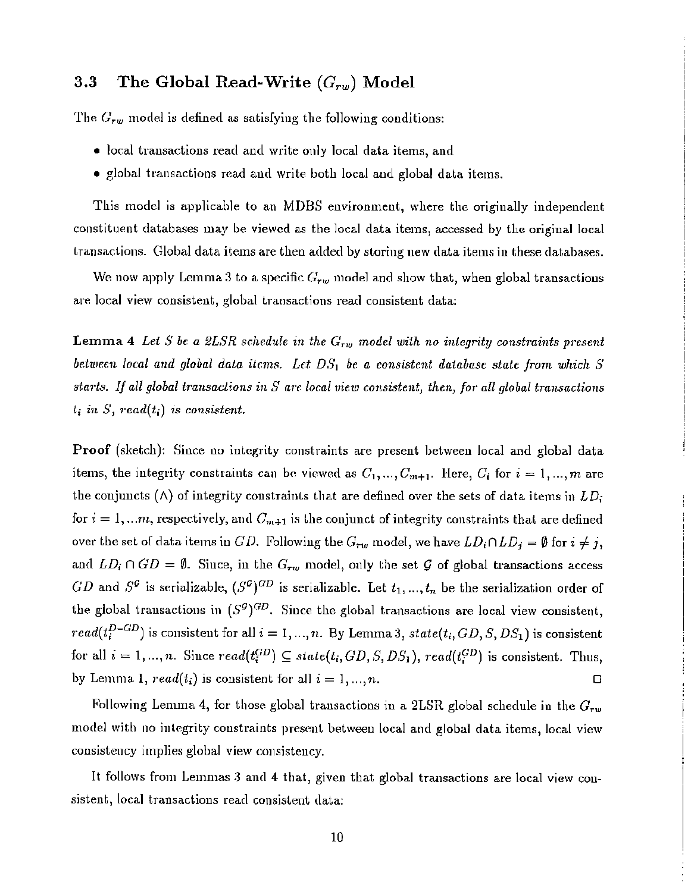### 3.3 The Global Read-Write ($G_{rw}$) Model

The $G_{rw}$ model is defined as satisfying the following conditions:

- local transactions read and write only local data items, and
- global transactions read and write both local and global data items.

This model is applicable to an MDBS environment, where the originally independent constituent databases may be viewed as the local data items, accessed by the original local transactions. Global data items are then added by storing new data items in these databases.

We now apply Lemma 3 to a specific $G_{rw}$ model and show that, when global transactions are local view consistent, global transactions read consistent data:

**Lemma 4** *Let $S$ be a 2LSR schedule in the $G_{rw}$ model with no integrity constraints present between local and global data items. Let $DS_1$ be a consistent database state from which $S$ starts. If all global transactions in $S$ are local view consistent, then, for all global transactions $t_i$ in $S$, $read(t_i)$ is consistent.*

**Proof** (sketch): Since no integrity constraints are present between local and global data items, the integrity constraints can be viewed as $C_1, ..., C_{m+1}$. Here, $C_i$ for $i = 1, ..., m$ are the conjuncts ($\wedge$) of integrity constraints that are defined over the sets of data items in $LD_i$ for $i = 1, ...m$, respectively, and $C_{m+1}$ is the conjunct of integrity constraints that are defined over the set of data items in $GD$. Following the $G_{rw}$ model, we have $LD_i \cap LD_j = \emptyset$ for $i \neq j$, and $LD_i \cap GD = \emptyset$. Since, in the $G_{rw}$ model, only the set $\mathcal{G}$ of global transactions access $GD$ and $S^{\mathcal{G}}$ is serializable, $(S^{\mathcal{G}})^{GD}$ is serializable. Let $t_1, ..., t_n$ be the serialization order of the global transactions in $(S^{\mathcal{G}})^{GD}$. Since the global transactions are local view consistent, $read(t_i^{D-GD})$ is consistent for all $i = 1, ..., n$. By Lemma 3, $state(t_i, GD, S, DS_1)$ is consistent for all $i = 1, ..., n$. Since $read(t_i^{GD}) \subseteq state(t_i, GD, S, DS_1)$, $read(t_i^{GD})$ is consistent. Thus, by Lemma 1, $read(t_i)$ is consistent for all $i = 1, ..., n$. □

Following Lemma 4, for those global transactions in a 2LSR global schedule in the $G_{rw}$ model with no integrity constraints present between local and global data items, local view consistency implies global view consistency.

It follows from Lemmas 3 and 4 that, given that global transactions are local view consistent, local transactions read consistent data: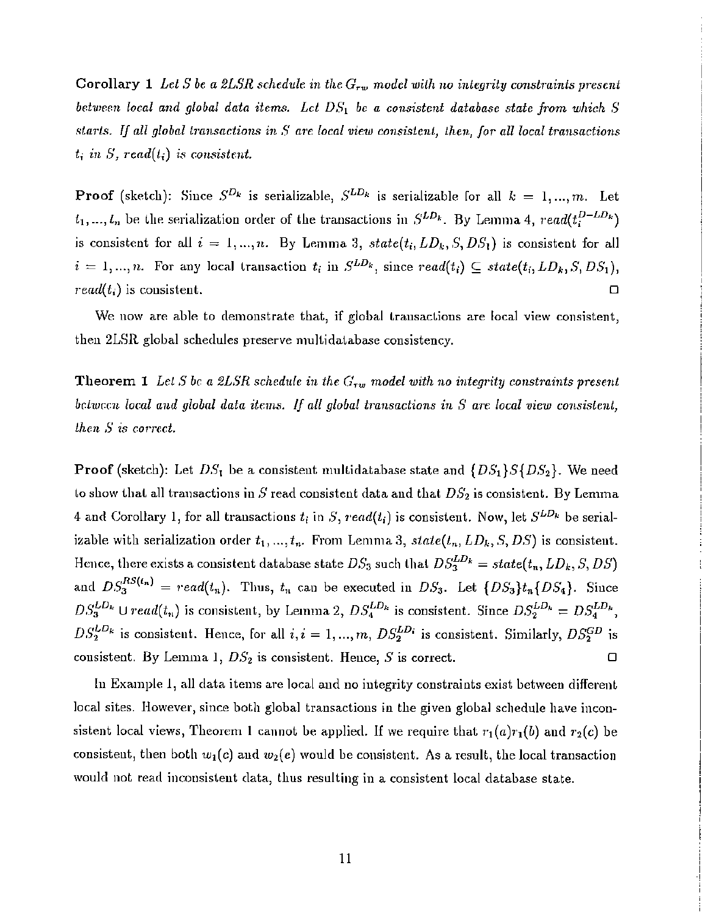**Corollary 1** *Let $S$ be a 2LSR schedule in the $G_{rw}$ model with no integrity constraints present between local and global data items. Let $DS_1$ be a consistent database state from which $S$ starts. If all global transactions in $S$ are local view consistent, then, for all local transactions $t_i$ in $S$, $read(t_i)$ is consistent.*

**Proof** (sketch): Since $S^{D_k}$ is serializable, $S^{LD_k}$ is serializable for all $k = 1, ..., m$. Let $t_1, ..., t_n$ be the serialization order of the transactions in $S^{LD_k}$. By Lemma 4, $read(t_i^{D-LD_k})$ is consistent for all $i = 1, ..., n$. By Lemma 3, $state(t_i, LD_k, S, DS_1)$ is consistent for all $i = 1, ..., n$. For any local transaction $t_i$ in $S^{LD_k}$, since $read(t_i) \subseteq state(t_i, LD_k, S, DS_1)$, $read(t_i)$ is consistent. □

We now are able to demonstrate that, if global transactions are local view consistent, then 2LSR global schedules preserve multidatabase consistency.

**Theorem 1** *Let $S$ be a 2LSR schedule in the $G_{rw}$ model with no integrity constraints present between local and global data items. If all global transactions in $S$ are local view consistent, then $S$ is correct.*

**Proof** (sketch): Let $DS_1$ be a consistent multidatabase state and $\{DS_1\}S\{DS_2\}$. We need to show that all transactions in $S$ read consistent data and that $DS_2$ is consistent. By Lemma 4 and Corollary 1, for all transactions $t_i$ in $S$, $read(t_i)$ is consistent. Now, let $S^{LD_k}$ be serializable with serialization order $t_1, ..., t_n$. From Lemma 3, $state(t_n, LD_k, S, DS)$ is consistent. Hence, there exists a consistent database state $DS_3$ such that $DS_3^{LD_k} = state(t_n, LD_k, S, DS)$ and $DS_3^{RS(t_n)} = read(t_n)$. Thus, $t_n$ can be executed in $DS_3$. Let $\{DS_3\}t_n\{DS_4\}$. Since $DS_3^{LD_k} \cup read(t_n)$ is consistent, by Lemma 2, $DS_4^{LD_k}$ is consistent. Since $DS_2^{LD_k} = DS_4^{LD_k}$, $DS_2^{LD_k}$ is consistent. Hence, for all $i, i = 1, ..., m$, $DS_2^{LD_i}$ is consistent. Similarly, $DS_2^{GD}$ is consistent. By Lemma 1, $DS_2$ is consistent. Hence, $S$ is correct. □

In Example 1, all data items are local and no integrity constraints exist between different local sites. However, since both global transactions in the given global schedule have inconsistent local views, Theorem 1 cannot be applied. If we require that $r_1(a)r_1(b)$ and $r_2(c)$ be consistent, then both $w_1(c)$ and $w_2(e)$ would be consistent. As a result, the local transaction would not read inconsistent data, thus resulting in a consistent local database state.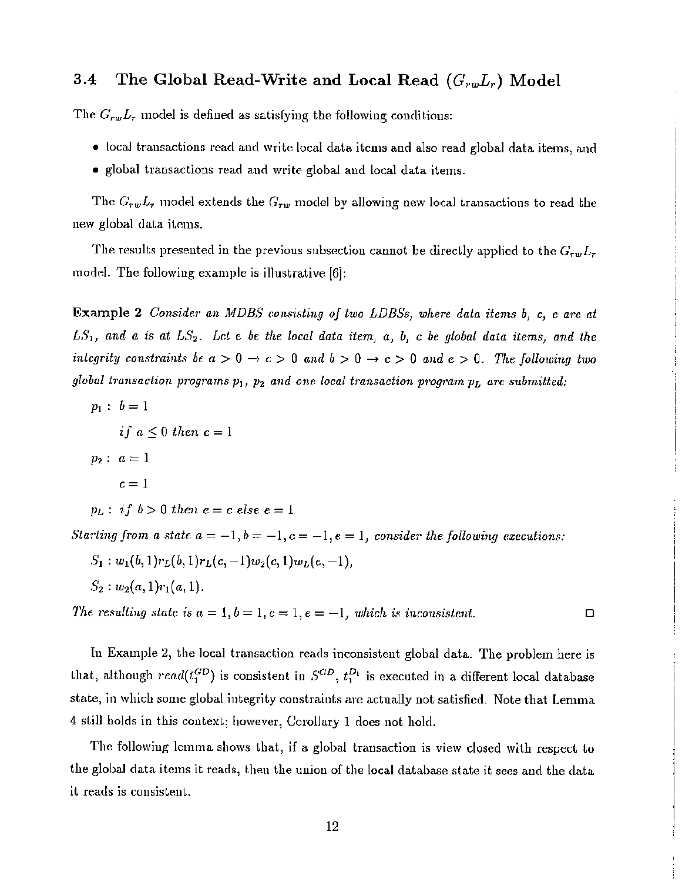### 3.4 The Global Read-Write and Local Read ($G_{rw}L_r$) Model

The $G_{rw}L_r$ model is defined as satisfying the following conditions:

- local transactions read and write local data items and also read global data items, and
- global transactions read and write global and local data items.

The $G_{rw}L_r$ model extends the $G_{rw}$ model by allowing new local transactions to read the new global data items.

The results presented in the previous subsection cannot be directly applied to the $G_{rw}L_r$ model. The following example is illustrative [6]:

**Example 2** *Consider an MDBS consisting of two LDBSs, where data items $b$, $c$, $e$ are at $LS_1$, and $a$ is at $LS_2$. Let $e$ be the local data item, $a$, $b$, $c$ be global data items, and the integrity constraints be $a > 0 \rightarrow c > 0$ and $b > 0 \rightarrow c > 0$ and $e > 0$. The following two global transaction programs $p_1$, $p_2$ and one local transaction program $p_L$ are submitted:*

$p_1: \; b = 1$

$\quad\quad if \; a \leq 0 \; then \; c = 1$

$p_2: \; a = 1$

$\quad\quad c = 1$

$p_L: \; if \; b > 0 \; then \; e = c \; else \; e = 1$

*Starting from a state $a = -1, b = -1, c = -1, e = 1$, consider the following executions:*

$S_1: w_1(b,1)r_L(b,1)r_L(c,-1)w_2(c,1)w_L(e,-1),$

$S_2: w_2(a,1)r_1(a,1).$

*The resulting state is $a = 1, b = 1, c = 1, e = -1$, which is inconsistent.* □

In Example 2, the local transaction reads inconsistent global data. The problem here is that, although $read(t_1^{GD})$ is consistent in $S^{GD}$, $t_1^{D_1}$ is executed in a different local database state, in which some global integrity constraints are actually not satisfied. Note that Lemma 4 still holds in this context; however, Corollary 1 does not hold.

The following lemma shows that, if a global transaction is view closed with respect to the global data items it reads, then the union of the local database state it sees and the data it reads is consistent.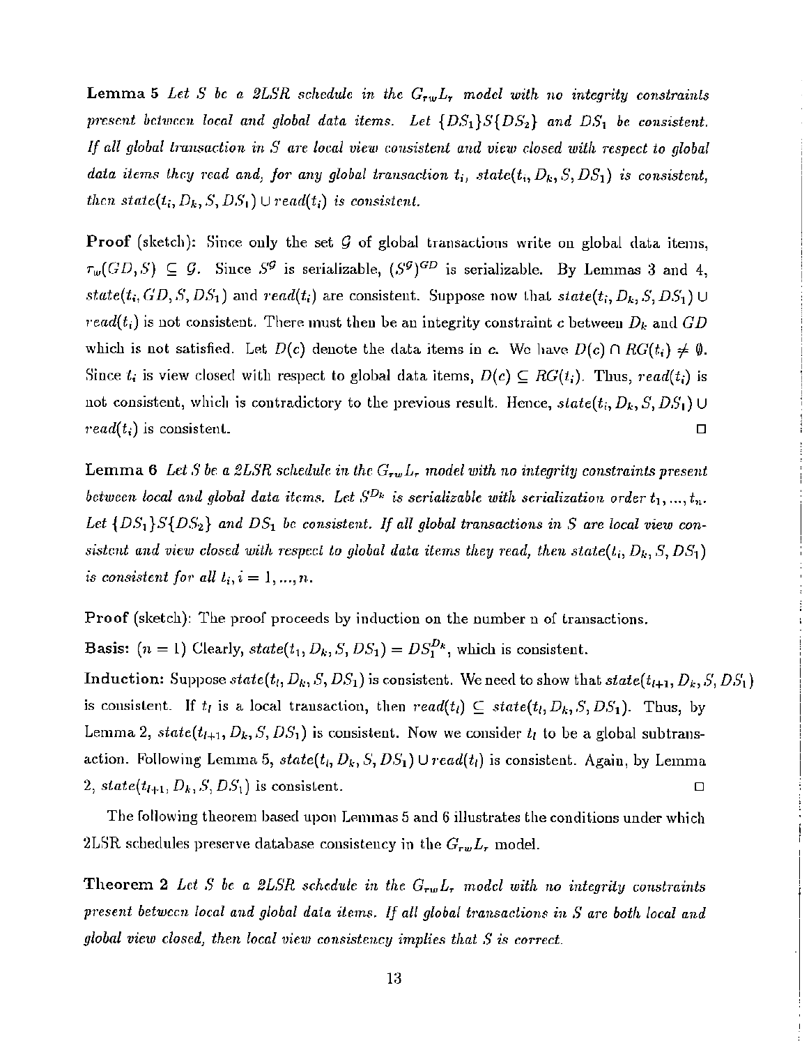**Lemma 5** *Let $S$ be a 2LSR schedule in the $G_{rw}L_r$ model with no integrity constraints present between local and global data items. Let $\{DS_1\}S\{DS_2\}$ and $DS_1$ be consistent. If all global transaction in $S$ are local view consistent and view closed with respect to global data items they read and, for any global transaction $t_i$, $state(t_i, D_k, S, DS_1)$ is consistent, then $state(t_i, D_k, S, DS_1) \cup read(t_i)$ is consistent.*

**Proof** (sketch): Since only the set $\mathcal{G}$ of global transactions write on global data items, $\tau_w(GD, S) \subseteq \mathcal{G}$. Since $S^{\mathcal{G}}$ is serializable, $(S^{\mathcal{G}})^{GD}$ is serializable. By Lemmas 3 and 4, $state(t_i, GD, S, DS_1)$ and $read(t_i)$ are consistent. Suppose now that $state(t_i, D_k, S, DS_1) \cup read(t_i)$ is not consistent. There must then be an integrity constraint $c$ between $D_k$ and $GD$ which is not satisfied. Let $D(c)$ denote the data items in $c$. We have $D(c) \cap RG(t_i) \neq \emptyset$. Since $t_i$ is view closed with respect to global data items, $D(c) \subseteq RG(t_i)$. Thus, $read(t_i)$ is not consistent, which is contradictory to the previous result. Hence, $state(t_i, D_k, S, DS_1) \cup read(t_i)$ is consistent. □

**Lemma 6** *Let $S$ be a 2LSR schedule in the $G_{rw}L_r$ model with no integrity constraints present between local and global data items. Let $S^{D_k}$ is serializable with serialization order $t_1, ..., t_n$. Let $\{DS_1\}S\{DS_2\}$ and $DS_1$ be consistent. If all global transactions in $S$ are local view consistent and view closed with respect to global data items they read, then $state(t_i, D_k, S, DS_1)$ is consistent for all $t_i, i = 1, ..., n$.*

**Proof** (sketch): The proof proceeds by induction on the number n of transactions.

**Basis:** $(n = 1)$ Clearly, $state(t_1, D_k, S, DS_1) = DS_1^{D_k}$, which is consistent.

**Induction:** Suppose $state(t_l, D_k, S, DS_1)$ is consistent. We need to show that $state(t_{l+1}, D_k, S, DS_1)$ is consistent. If $t_l$ is a local transaction, then $read(t_l) \subseteq state(t_l, D_k, S, DS_1)$. Thus, by Lemma 2, $state(t_{l+1}, D_k, S, DS_1)$ is consistent. Now we consider $t_l$ to be a global subtransaction. Following Lemma 5, $state(t_l, D_k, S, DS_1) \cup read(t_l)$ is consistent. Again, by Lemma 2, $state(t_{l+1}, D_k, S, DS_1)$ is consistent. □

The following theorem based upon Lemmas 5 and 6 illustrates the conditions under which 2LSR schedules preserve database consistency in the $G_{rw}L_r$ model.

**Theorem 2** *Let $S$ be a 2LSR schedule in the $G_{rw}L_r$ model with no integrity constraints present between local and global data items. If all global transactions in $S$ are both local and global view closed, then local view consistency implies that $S$ is correct.*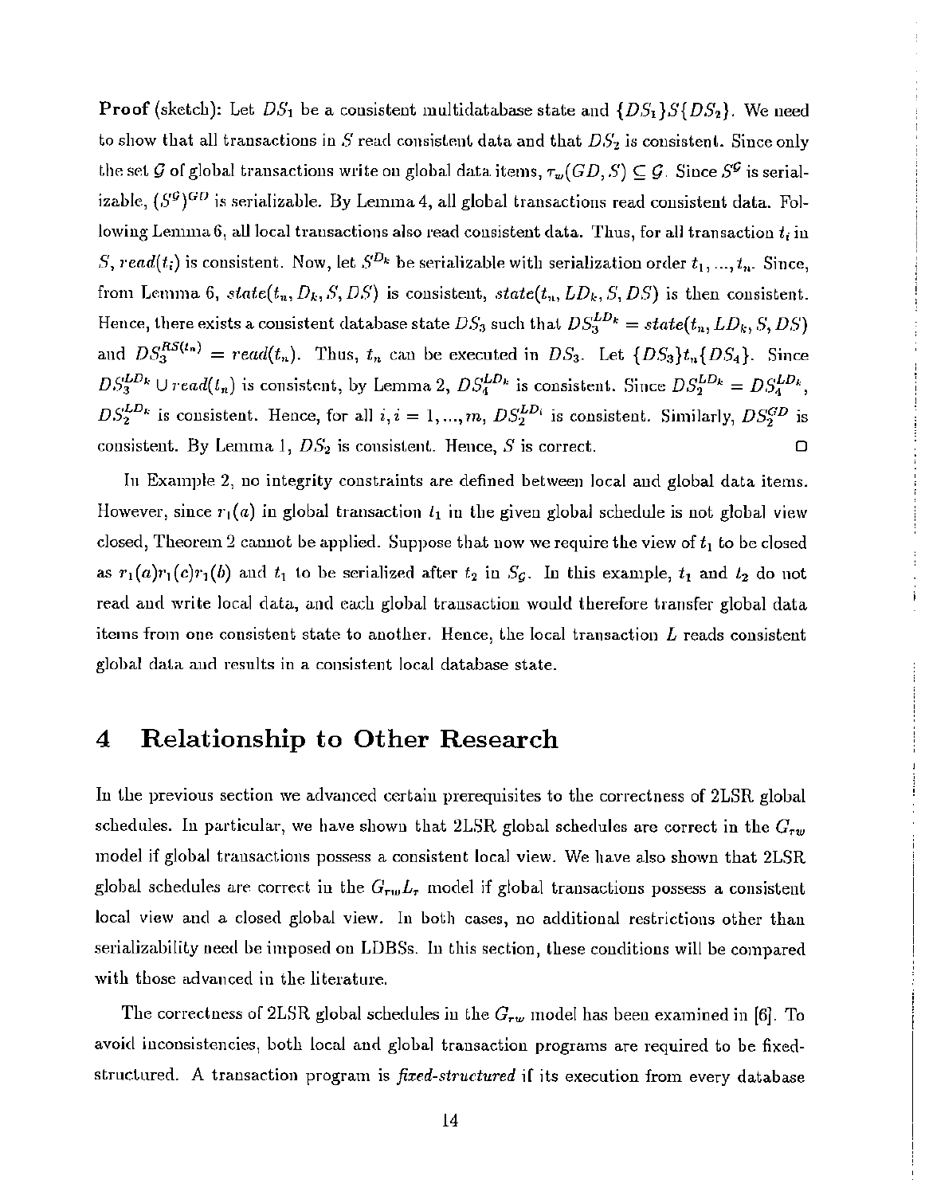**Proof** (sketch): Let $DS_1$ be a consistent multidatabase state and $\{DS_1\}S\{DS_2\}$. We need to show that all transactions in $S$ read consistent data and that $DS_2$ is consistent. Since only the set $\mathcal{G}$ of global transactions write on global data items, $\tau_w(GD, S) \subseteq \mathcal{G}$. Since $S^{\mathcal{G}}$ is serializable, $(S^{\mathcal{G}})^{GD}$ is serializable. By Lemma 4, all global transactions read consistent data. Following Lemma 6, all local transactions also read consistent data. Thus, for all transaction $t_i$ in $S$, $read(t_i)$ is consistent. Now, let $S^{D_k}$ be serializable with serialization order $t_1, ..., t_n$. Since, from Lemma 6, $state(t_n, D_k, S, DS)$ is consistent, $state(t_n, LD_k, S, DS)$ is then consistent. Hence, there exists a consistent database state $DS_3$ such that $DS_3^{LD_k} = state(t_n, LD_k, S, DS)$ and $DS_3^{RS(t_n)} = read(t_n)$. Thus, $t_n$ can be executed in $DS_3$. Let $\{DS_3\}t_n\{DS_4\}$. Since $DS_3^{LD_k} \cup read(t_n)$ is consistent, by Lemma 2, $DS_4^{LD_k}$ is consistent. Since $DS_2^{LD_k} = DS_4^{LD_k}$, $DS_2^{LD_k}$ is consistent. Hence, for all $i, i = 1, ..., m$, $DS_2^{LD_i}$ is consistent. Similarly, $DS_2^{GD}$ is consistent. By Lemma 1, $DS_2$ is consistent. Hence, $S$ is correct. □

In Example 2, no integrity constraints are defined between local and global data items. However, since $r_1(a)$ in global transaction $t_1$ in the given global schedule is not global view closed, Theorem 2 cannot be applied. Suppose that now we require the view of $t_1$ to be closed as $r_1(a)r_1(c)r_1(b)$ and $t_1$ to be serialized after $t_2$ in $S_{\mathcal{G}}$. In this example, $t_1$ and $t_2$ do not read and write local data, and each global transaction would therefore transfer global data items from one consistent state to another. Hence, the local transaction $L$ reads consistent global data and results in a consistent local database state.

# 4 Relationship to Other Research

In the previous section we advanced certain prerequisites to the correctness of 2LSR global schedules. In particular, we have shown that 2LSR global schedules are correct in the $G_{rw}$ model if global transactions possess a consistent local view. We have also shown that 2LSR global schedules are correct in the $G_{rw}L_r$ model if global transactions possess a consistent local view and a closed global view. In both cases, no additional restrictions other than serializability need be imposed on LDBSs. In this section, these conditions will be compared with those advanced in the literature.

The correctness of 2LSR global schedules in the $G_{rw}$ model has been examined in [6]. To avoid inconsistencies, both local and global transaction programs are required to be fixed-structured. A transaction program is *fixed-structured* if its execution from every database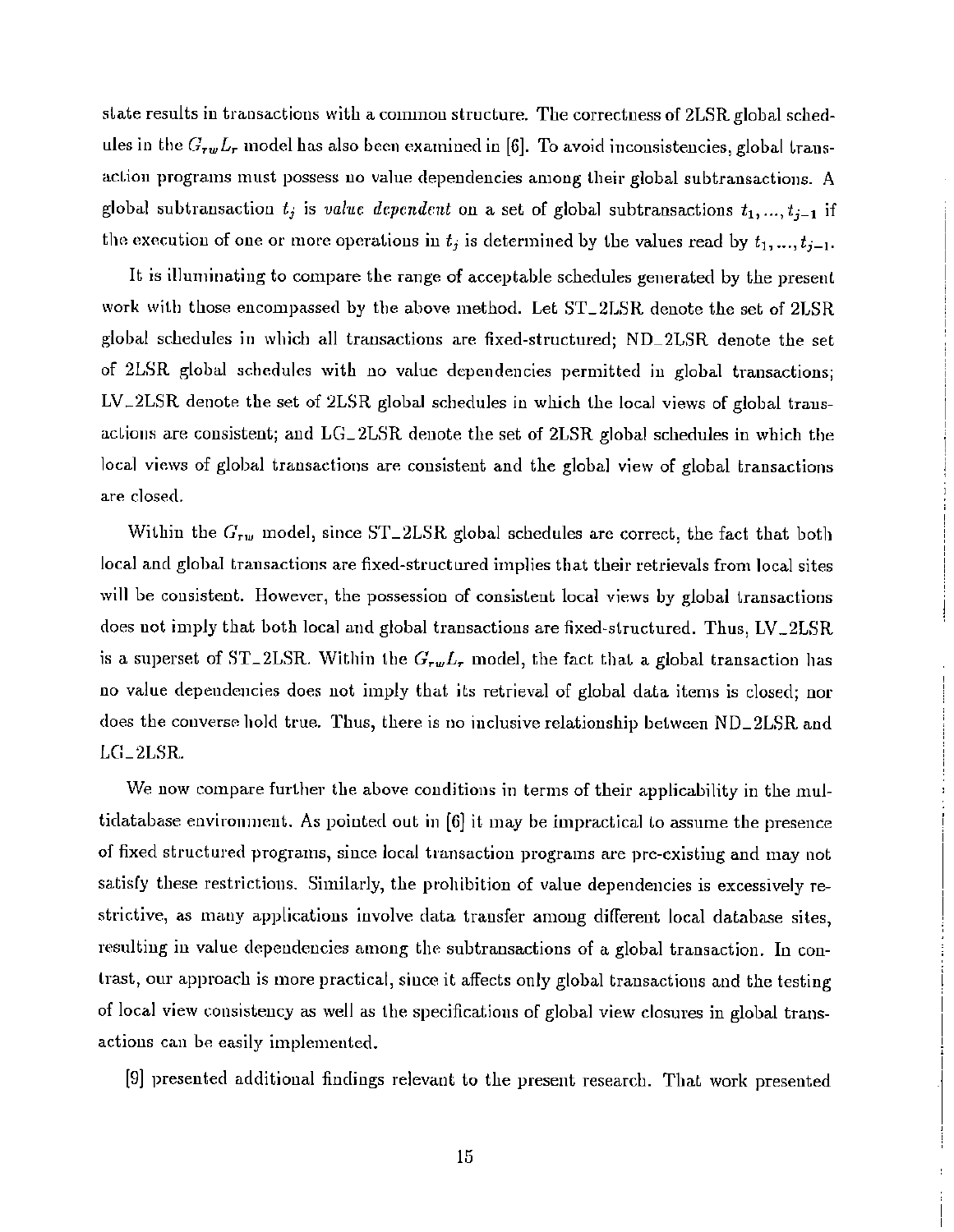state results in transactions with a common structure. The correctness of 2LSR global schedules in the $G_{rw}L_r$ model has also been examined in [6]. To avoid inconsistencies, global transaction programs must possess no value dependencies among their global subtransactions. A global subtransaction $t_j$ is *value dependent* on a set of global subtransactions $t_1, ..., t_{j-1}$ if the execution of one or more operations in $t_j$ is determined by the values read by $t_1, ..., t_{j-1}$.

It is illuminating to compare the range of acceptable schedules generated by the present work with those encompassed by the above method. Let ST_2LSR denote the set of 2LSR global schedules in which all transactions are fixed-structured; ND_2LSR denote the set of 2LSR global schedules with no value dependencies permitted in global transactions; LV_2LSR denote the set of 2LSR global schedules in which the local views of global transactions are consistent; and LG_2LSR denote the set of 2LSR global schedules in which the local views of global transactions are consistent and the global view of global transactions are closed.

Within the $G_{rw}$ model, since ST_2LSR global schedules are correct, the fact that both local and global transactions are fixed-structured implies that their retrievals from local sites will be consistent. However, the possession of consistent local views by global transactions does not imply that both local and global transactions are fixed-structured. Thus, LV_2LSR is a superset of ST_2LSR. Within the $G_{rw}L_r$ model, the fact that a global transaction has no value dependencies does not imply that its retrieval of global data items is closed; nor does the converse hold true. Thus, there is no inclusive relationship between ND_2LSR and LG_2LSR.

We now compare further the above conditions in terms of their applicability in the multidatabase environment. As pointed out in [6] it may be impractical to assume the presence of fixed structured programs, since local transaction programs are pre-existing and may not satisfy these restrictions. Similarly, the prohibition of value dependencies is excessively restrictive, as many applications involve data transfer among different local database sites, resulting in value dependencies among the subtransactions of a global transaction. In contrast, our approach is more practical, since it affects only global transactions and the testing of local view consistency as well as the specifications of global view closures in global transactions can be easily implemented.

[9] presented additional findings relevant to the present research. That work presented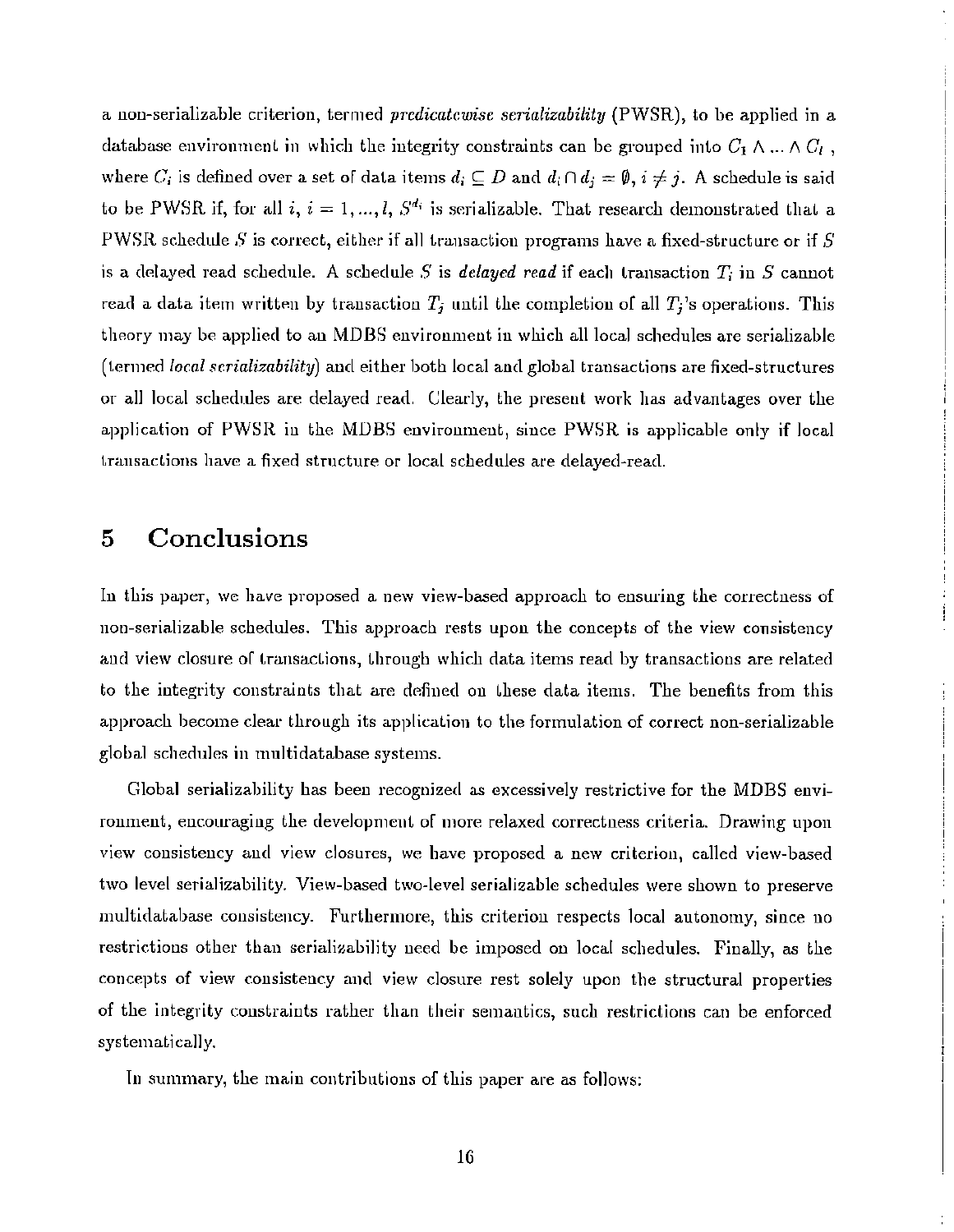a non-serializable criterion, termed *predicatewise serializability* (PWSR), to be applied in a database environment in which the integrity constraints can be grouped into $C_1 \wedge ... \wedge C_l$ , where $C_i$ is defined over a set of data items $d_i \subseteq D$ and $d_i \cap d_j = \emptyset$, $i \neq j$. A schedule is said to be PWSR if, for all $i$, $i = 1, ..., l$, $S^{d_i}$ is serializable. That research demonstrated that a PWSR schedule $S$ is correct, either if all transaction programs have a fixed-structure or if $S$ is a delayed read schedule. A schedule $S$ is *delayed read* if each transaction $T_i$ in $S$ cannot read a data item written by transaction $T_j$ until the completion of all $T_j$'s operations. This theory may be applied to an MDBS environment in which all local schedules are serializable (termed *local serializability*) and either both local and global transactions are fixed-structures or all local schedules are delayed read. Clearly, the present work has advantages over the application of PWSR in the MDBS environment, since PWSR is applicable only if local transactions have a fixed structure or local schedules are delayed-read.

# 5 Conclusions

In this paper, we have proposed a new view-based approach to ensuring the correctness of non-serializable schedules. This approach rests upon the concepts of the view consistency and view closure of transactions, through which data items read by transactions are related to the integrity constraints that are defined on these data items. The benefits from this approach become clear through its application to the formulation of correct non-serializable global schedules in multidatabase systems.

Global serializability has been recognized as excessively restrictive for the MDBS environment, encouraging the development of more relaxed correctness criteria. Drawing upon view consistency and view closures, we have proposed a new criterion, called view-based two level serializability. View-based two-level serializable schedules were shown to preserve multidatabase consistency. Furthermore, this criterion respects local autonomy, since no restrictions other than serializability need be imposed on local schedules. Finally, as the concepts of view consistency and view closure rest solely upon the structural properties of the integrity constraints rather than their semantics, such restrictions can be enforced systematically.

In summary, the main contributions of this paper are as follows: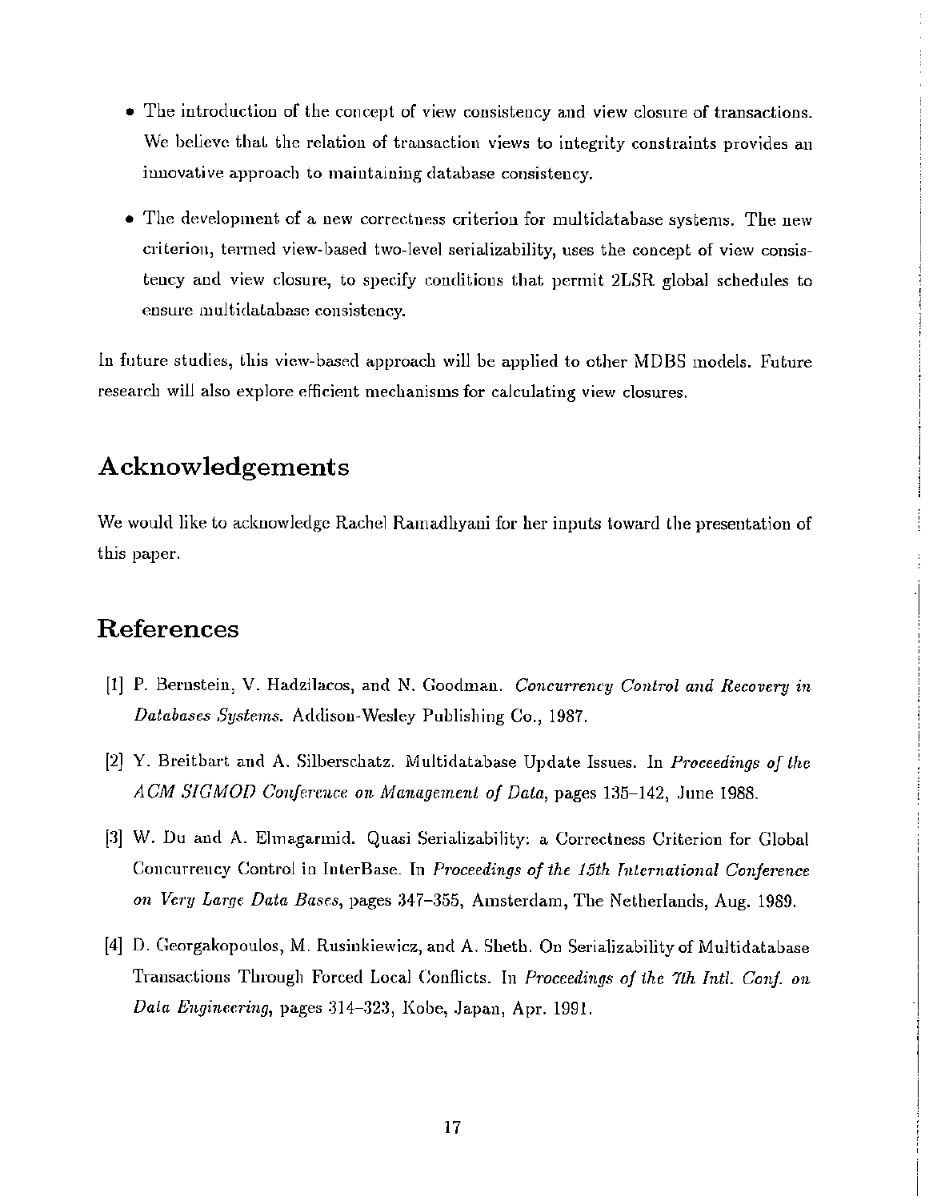- The introduction of the concept of view consistency and view closure of transactions. We believe that the relation of transaction views to integrity constraints provides an innovative approach to maintaining database consistency.
- The development of a new correctness criterion for multidatabase systems. The new criterion, termed view-based two-level serializability, uses the concept of view consistency and view closure, to specify conditions that permit 2LSR global schedules to ensure multidatabase consistency.

In future studies, this view-based approach will be applied to other MDBS models. Future research will also explore efficient mechanisms for calculating view closures.

## Acknowledgements

We would like to acknowledge Rachel Ramadhyani for her inputs toward the presentation of this paper.

## References

[1] P. Bernstein, V. Hadzilacos, and N. Goodman. *Concurrency Control and Recovery in Databases Systems*. Addison-Wesley Publishing Co., 1987.

[2] Y. Breitbart and A. Silberschatz. Multidatabase Update Issues. In *Proceedings of the ACM SIGMOD Conference on Management of Data*, pages 135–142, June 1988.

[3] W. Du and A. Elmagarmid. Quasi Serializability: a Correctness Criterion for Global Concurrency Control in InterBase. In *Proceedings of the 15th International Conference on Very Large Data Bases*, pages 347–355, Amsterdam, The Netherlands, Aug. 1989.

[4] D. Georgakopoulos, M. Rusinkiewicz, and A. Sheth. On Serializability of Multidatabase Transactions Through Forced Local Conflicts. In *Proceedings of the 7th Intl. Conf. on Data Engineering*, pages 314–323, Kobe, Japan, Apr. 1991.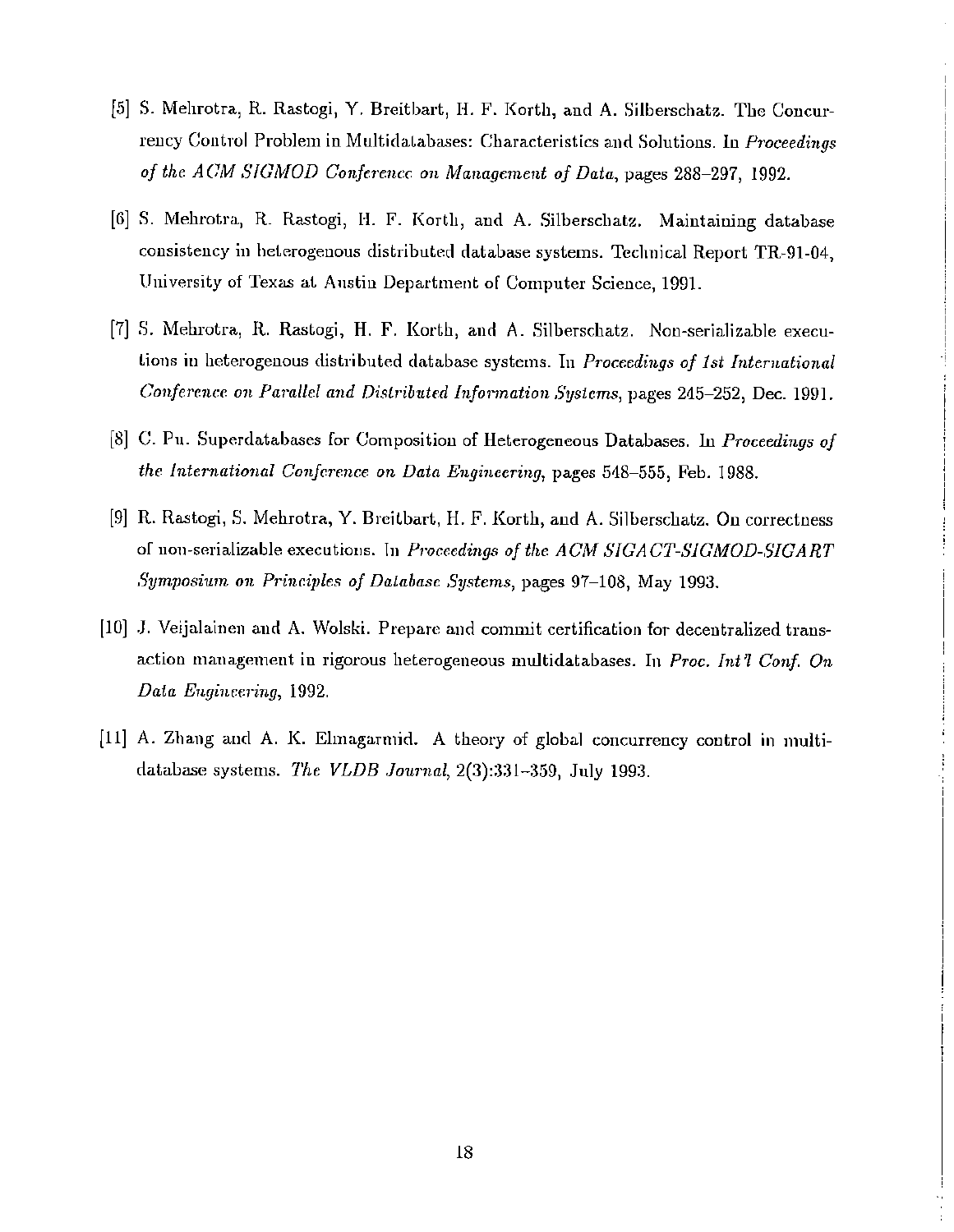[5] S. Mehrotra, R. Rastogi, Y. Breitbart, H. F. Korth, and A. Silberschatz. The Concurrency Control Problem in Multidatabases: Characteristics and Solutions. In *Proceedings of the ACM SIGMOD Conference on Management of Data*, pages 288–297, 1992.

[6] S. Mehrotra, R. Rastogi, H. F. Korth, and A. Silberschatz. Maintaining database consistency in heterogenous distributed database systems. Technical Report TR-91-04, University of Texas at Austin Department of Computer Science, 1991.

[7] S. Mehrotra, R. Rastogi, H. F. Korth, and A. Silberschatz. Non-serializable executions in heterogenous distributed database systems. In *Proceedings of 1st International Conference on Parallel and Distributed Information Systems*, pages 245–252, Dec. 1991.

[8] C. Pu. Superdatabases for Composition of Heterogeneous Databases. In *Proceedings of the International Conference on Data Engineering*, pages 548–555, Feb. 1988.

[9] R. Rastogi, S. Mehrotra, Y. Breitbart, H. F. Korth, and A. Silberschatz. On correctness of non-serializable executions. In *Proceedings of the ACM SIGACT-SIGMOD-SIGART Symposium on Principles of Database Systems*, pages 97–108, May 1993.

[10] J. Veijalainen and A. Wolski. Prepare and commit certification for decentralized transaction management in rigorous heterogeneous multidatabases. In *Proc. Int'l Conf. On Data Engineering*, 1992.

[11] A. Zhang and A. K. Elmagarmid. A theory of global concurrency control in multidatabase systems. *The VLDB Journal*, 2(3):331–359, July 1993.